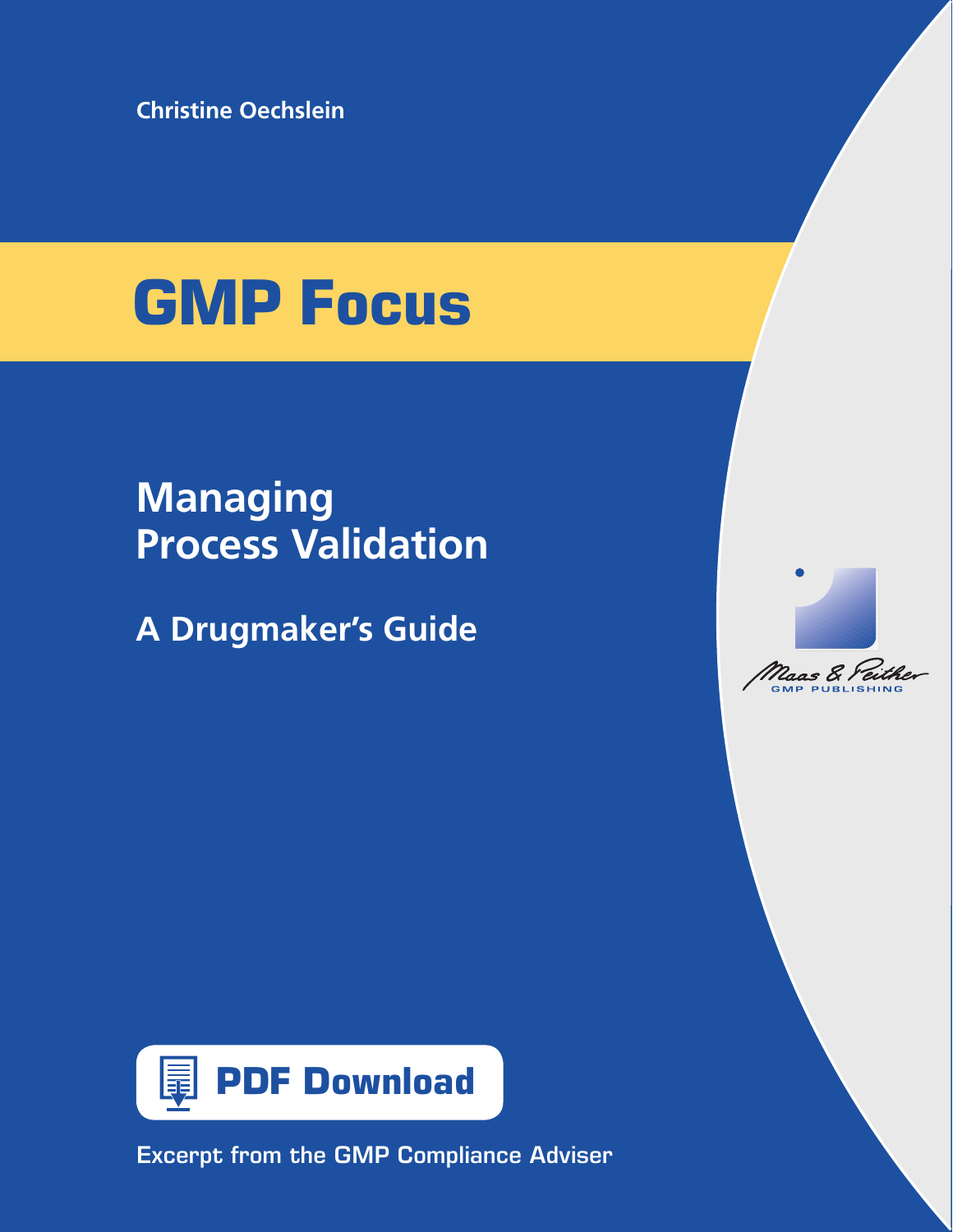Christine Oechslein

# GMP Focus

## Managing Process Validation

### A Drugmaker's Guide

Maas & Peither GMP PUBLISHING

PDF Download

Excerpt from the GMP Compliance Adviser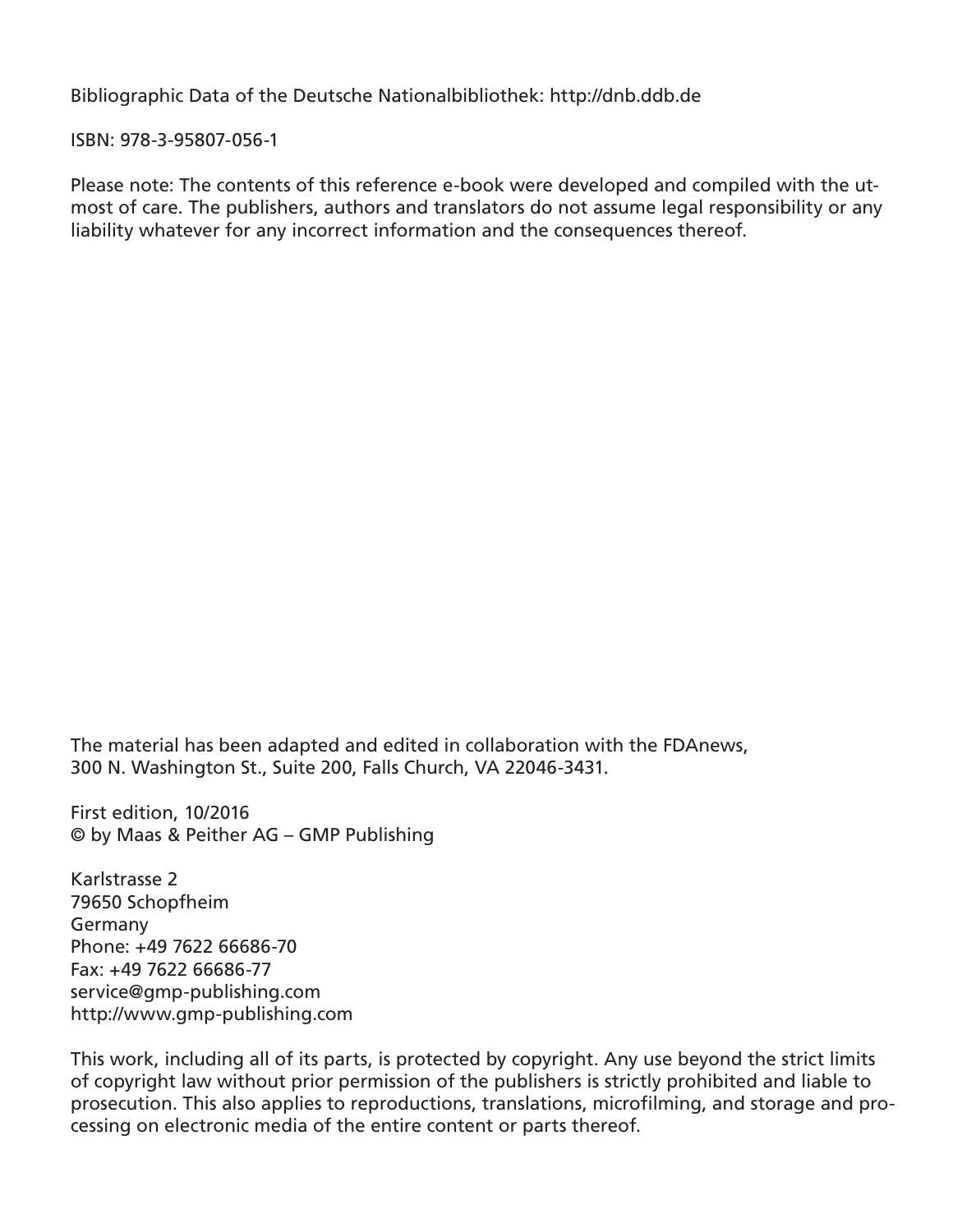Bibliographic Data of the Deutsche Nationalbibliothek: http://dnb.ddb.de

ISBN: 978-3-95807-056-1

Please note: The contents of this reference e-book were developed and compiled with the utmost of care. The publishers, authors and translators do not assume legal responsibility or any liability whatever for any incorrect information and the consequences thereof.

The material has been adapted and edited in collaboration with the FDAnews,
300 N. Washington St., Suite 200, Falls Church, VA 22046-3431.

First edition, 10/2016
© by Maas & Peither AG – GMP Publishing

Karlstrasse 2
79650 Schopfheim
Germany
Phone: +49 7622 66686-70
Fax: +49 7622 66686-77
service@gmp-publishing.com
http://www.gmp-publishing.com

This work, including all of its parts, is protected by copyright. Any use beyond the strict limits of copyright law without prior permission of the publishers is strictly prohibited and liable to prosecution. This also applies to reproductions, translations, microfilming, and storage and processing on electronic media of the entire content or parts thereof.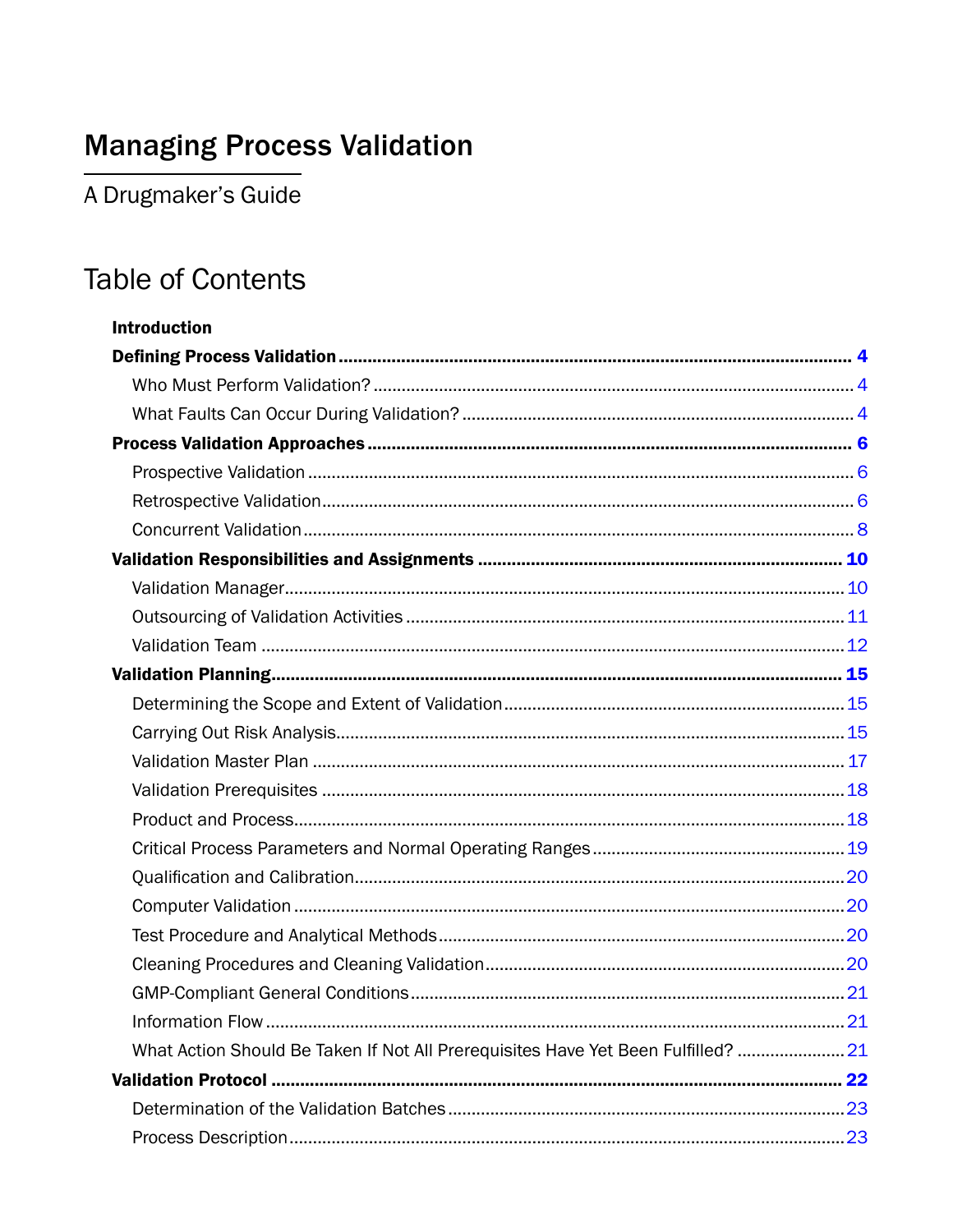# Managing Process Validation

A Drugmaker's Guide

## Table of Contents

**Introduction**

**Defining Process Validation** ........ **4**

- Who Must Perform Validation? ........ 4
- What Faults Can Occur During Validation? ........ 4

**Process Validation Approaches** ........ **6**

- Prospective Validation ........ 6
- Retrospective Validation ........ 6
- Concurrent Validation ........ 8

**Validation Responsibilities and Assignments** ........ **10**

- Validation Manager ........ 10
- Outsourcing of Validation Activities ........ 11
- Validation Team ........ 12

**Validation Planning** ........ **15**

- Determining the Scope and Extent of Validation ........ 15
- Carrying Out Risk Analysis ........ 15
- Validation Master Plan ........ 17
- Validation Prerequisites ........ 18
- Product and Process ........ 18
- Critical Process Parameters and Normal Operating Ranges ........ 19
- Qualification and Calibration ........ 20
- Computer Validation ........ 20
- Test Procedure and Analytical Methods ........ 20
- Cleaning Procedures and Cleaning Validation ........ 20
- GMP-Compliant General Conditions ........ 21
- Information Flow ........ 21
- What Action Should Be Taken If Not All Prerequisites Have Yet Been Fulfilled? ........ 21

**Validation Protocol** ........ **22**

- Determination of the Validation Batches ........ 23
- Process Description ........ 23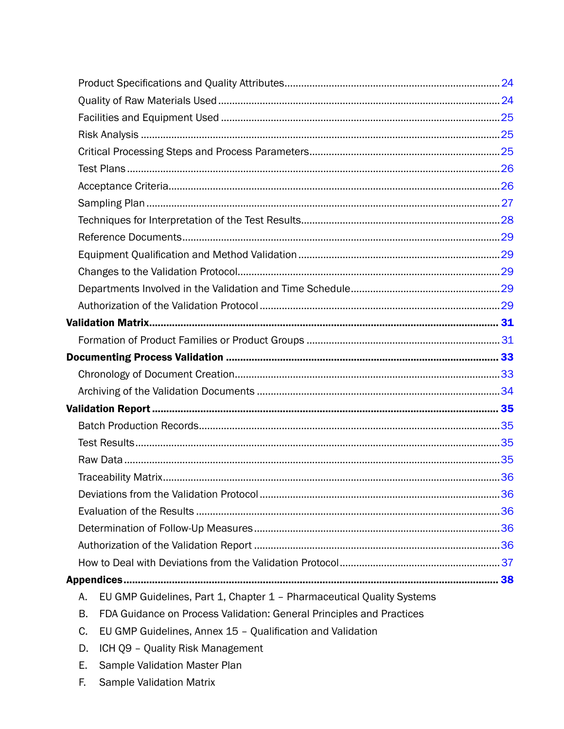Product Specifications and Quality Attributes ........ 24
Quality of Raw Materials Used ........ 24
Facilities and Equipment Used ........ 25
Risk Analysis ........ 25
Critical Processing Steps and Process Parameters ........ 25
Test Plans ........ 26
Acceptance Criteria ........ 26
Sampling Plan ........ 27
Techniques for Interpretation of the Test Results ........ 28
Reference Documents ........ 29
Equipment Qualification and Method Validation ........ 29
Changes to the Validation Protocol ........ 29
Departments Involved in the Validation and Time Schedule ........ 29
Authorization of the Validation Protocol ........ 29

**Validation Matrix ........ 31**

Formation of Product Families or Product Groups ........ 31

**Documenting Process Validation ........ 33**

Chronology of Document Creation ........ 33
Archiving of the Validation Documents ........ 34

**Validation Report ........ 35**

Batch Production Records ........ 35
Test Results ........ 35
Raw Data ........ 35
Traceability Matrix ........ 36
Deviations from the Validation Protocol ........ 36
Evaluation of the Results ........ 36
Determination of Follow-Up Measures ........ 36
Authorization of the Validation Report ........ 36
How to Deal with Deviations from the Validation Protocol ........ 37

**Appendices ........ 38**

A. EU GMP Guidelines, Part 1, Chapter 1 – Pharmaceutical Quality Systems
B. FDA Guidance on Process Validation: General Principles and Practices
C. EU GMP Guidelines, Annex 15 – Qualification and Validation
D. ICH Q9 – Quality Risk Management
E. Sample Validation Master Plan
F. Sample Validation Matrix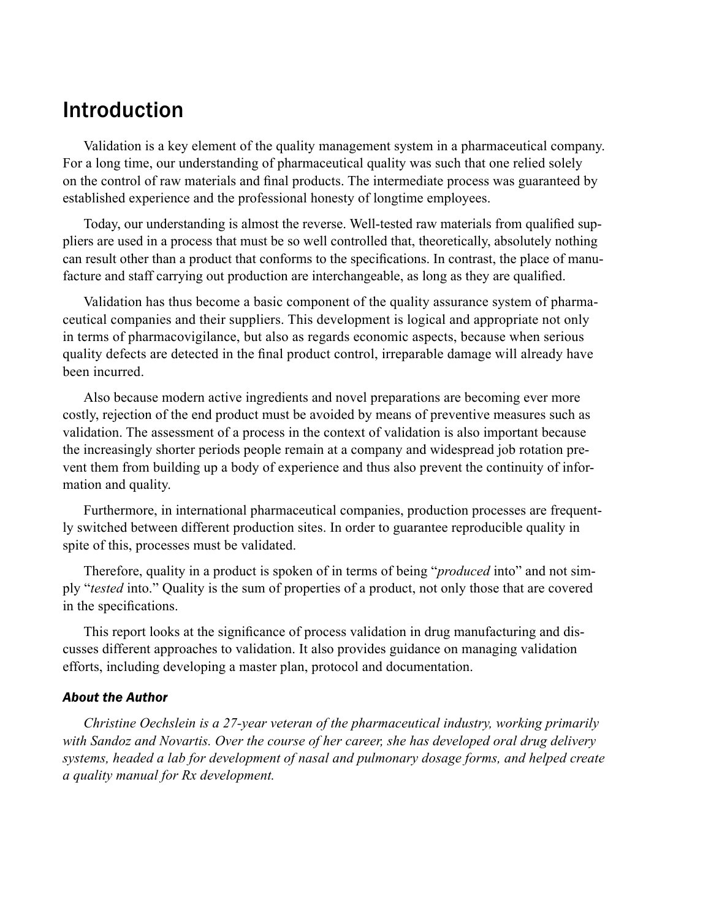## Introduction

Validation is a key element of the quality management system in a pharmaceutical company. For a long time, our understanding of pharmaceutical quality was such that one relied solely on the control of raw materials and final products. The intermediate process was guaranteed by established experience and the professional honesty of longtime employees.

Today, our understanding is almost the reverse. Well-tested raw materials from qualified suppliers are used in a process that must be so well controlled that, theoretically, absolutely nothing can result other than a product that conforms to the specifications. In contrast, the place of manufacture and staff carrying out production are interchangeable, as long as they are qualified.

Validation has thus become a basic component of the quality assurance system of pharmaceutical companies and their suppliers. This development is logical and appropriate not only in terms of pharmacovigilance, but also as regards economic aspects, because when serious quality defects are detected in the final product control, irreparable damage will already have been incurred.

Also because modern active ingredients and novel preparations are becoming ever more costly, rejection of the end product must be avoided by means of preventive measures such as validation. The assessment of a process in the context of validation is also important because the increasingly shorter periods people remain at a company and widespread job rotation prevent them from building up a body of experience and thus also prevent the continuity of information and quality.

Furthermore, in international pharmaceutical companies, production processes are frequently switched between different production sites. In order to guarantee reproducible quality in spite of this, processes must be validated.

Therefore, quality in a product is spoken of in terms of being "*produced* into" and not simply "*tested* into." Quality is the sum of properties of a product, not only those that are covered in the specifications.

This report looks at the significance of process validation in drug manufacturing and discusses different approaches to validation. It also provides guidance on managing validation efforts, including developing a master plan, protocol and documentation.

### *About the Author*

*Christine Oechslein is a 27-year veteran of the pharmaceutical industry, working primarily with Sandoz and Novartis. Over the course of her career, she has developed oral drug delivery systems, headed a lab for development of nasal and pulmonary dosage forms, and helped create a quality manual for Rx development.*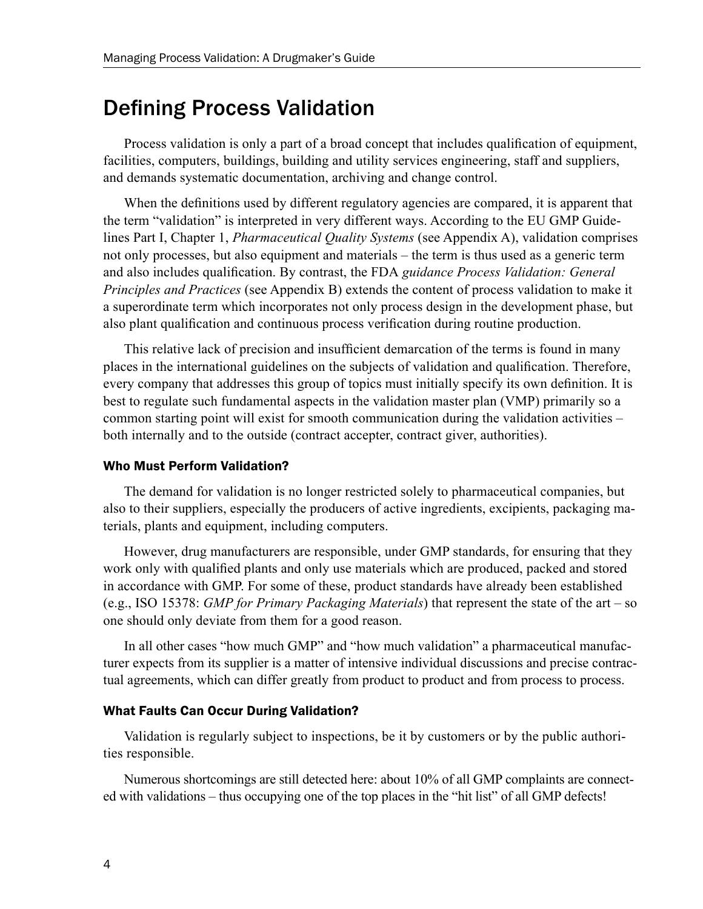# Defining Process Validation

Process validation is only a part of a broad concept that includes qualification of equipment, facilities, computers, buildings, building and utility services engineering, staff and suppliers, and demands systematic documentation, archiving and change control.

When the definitions used by different regulatory agencies are compared, it is apparent that the term "validation" is interpreted in very different ways. According to the EU GMP Guidelines Part I, Chapter 1, *Pharmaceutical Quality Systems* (see Appendix A), validation comprises not only processes, but also equipment and materials – the term is thus used as a generic term and also includes qualification. By contrast, the FDA *guidance Process Validation: General Principles and Practices* (see Appendix B) extends the content of process validation to make it a superordinate term which incorporates not only process design in the development phase, but also plant qualification and continuous process verification during routine production.

This relative lack of precision and insufficient demarcation of the terms is found in many places in the international guidelines on the subjects of validation and qualification. Therefore, every company that addresses this group of topics must initially specify its own definition. It is best to regulate such fundamental aspects in the validation master plan (VMP) primarily so a common starting point will exist for smooth communication during the validation activities – both internally and to the outside (contract accepter, contract giver, authorities).

### Who Must Perform Validation?

The demand for validation is no longer restricted solely to pharmaceutical companies, but also to their suppliers, especially the producers of active ingredients, excipients, packaging materials, plants and equipment, including computers.

However, drug manufacturers are responsible, under GMP standards, for ensuring that they work only with qualified plants and only use materials which are produced, packed and stored in accordance with GMP. For some of these, product standards have already been established (e.g., ISO 15378: *GMP for Primary Packaging Materials*) that represent the state of the art – so one should only deviate from them for a good reason.

In all other cases "how much GMP" and "how much validation" a pharmaceutical manufacturer expects from its supplier is a matter of intensive individual discussions and precise contractual agreements, which can differ greatly from product to product and from process to process.

### What Faults Can Occur During Validation?

Validation is regularly subject to inspections, be it by customers or by the public authorities responsible.

Numerous shortcomings are still detected here: about 10% of all GMP complaints are connected with validations – thus occupying one of the top places in the "hit list" of all GMP defects!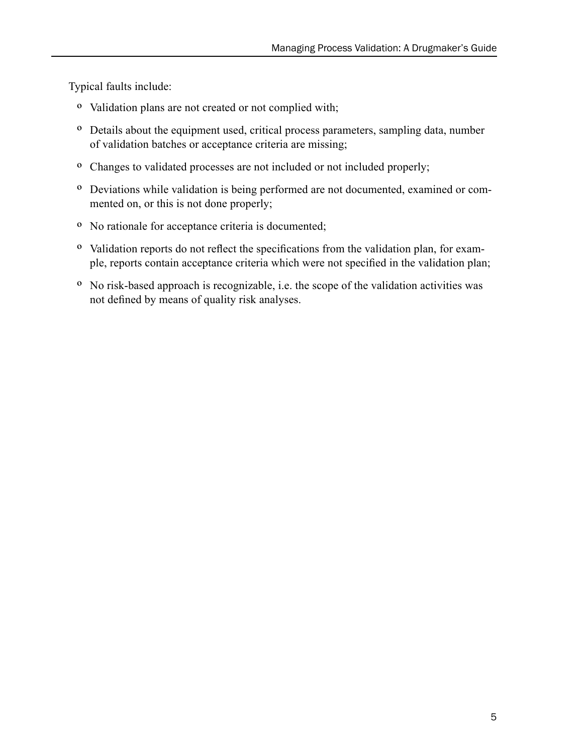Typical faults include:

- Validation plans are not created or not complied with;
- Details about the equipment used, critical process parameters, sampling data, number of validation batches or acceptance criteria are missing;
- Changes to validated processes are not included or not included properly;
- Deviations while validation is being performed are not documented, examined or commented on, or this is not done properly;
- No rationale for acceptance criteria is documented;
- Validation reports do not reflect the specifications from the validation plan, for example, reports contain acceptance criteria which were not specified in the validation plan;
- No risk-based approach is recognizable, i.e. the scope of the validation activities was not defined by means of quality risk analyses.